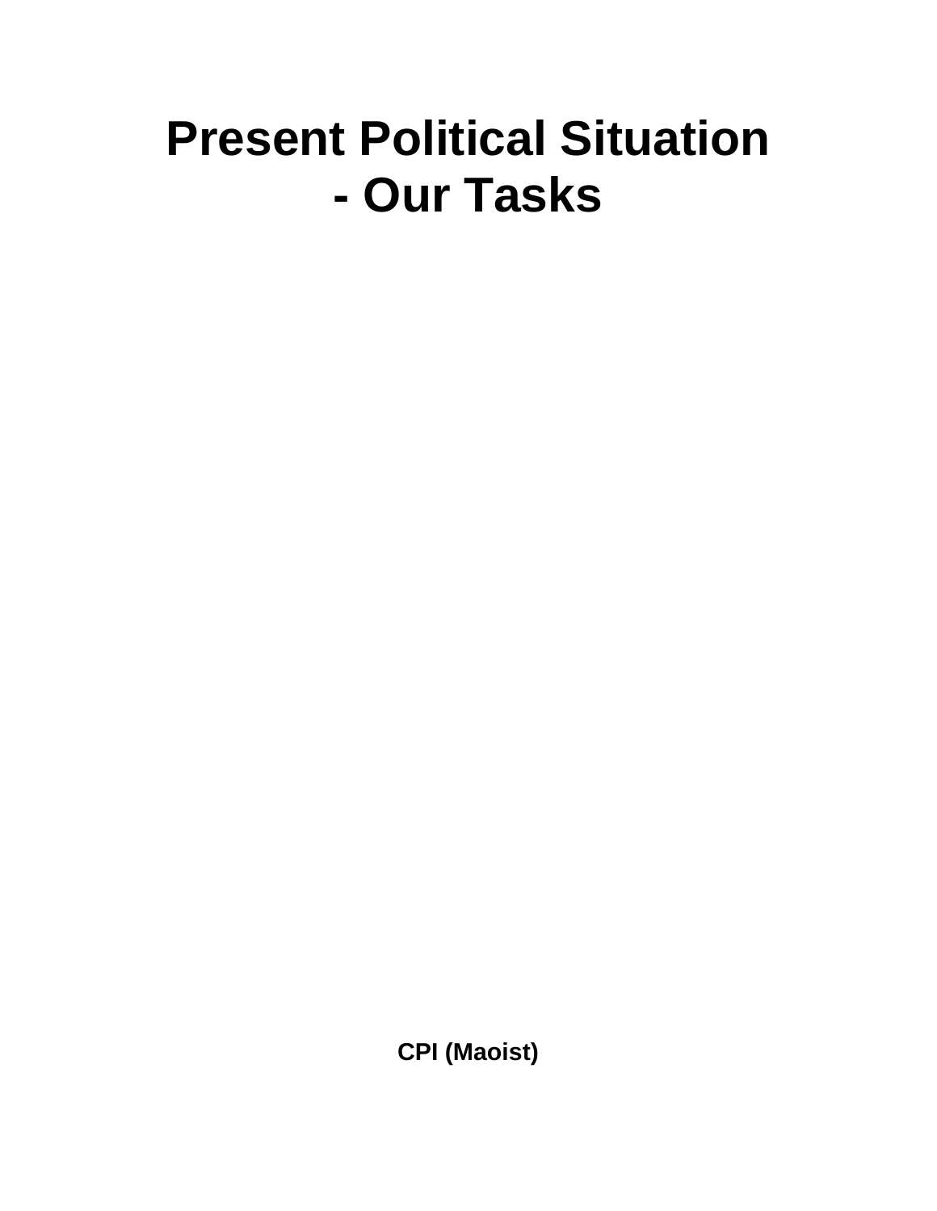# Present Political Situation - Our Tasks

**CPI (Maoist)**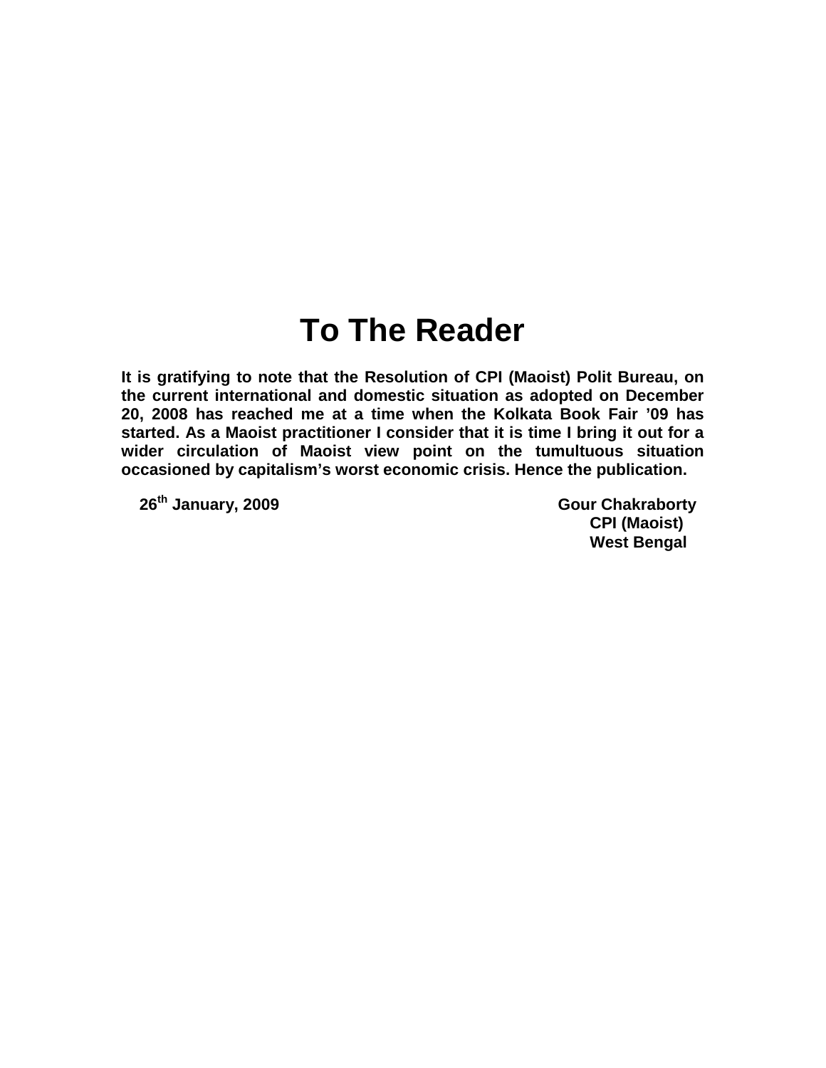# To The Reader

**It is gratifying to note that the Resolution of CPI (Maoist) Polit Bureau, on the current international and domestic situation as adopted on December 20, 2008 has reached me at a time when the Kolkata Book Fair '09 has started. As a Maoist practitioner I consider that it is time I bring it out for a wider circulation of Maoist view point on the tumultuous situation occasioned by capitalism's worst economic crisis. Hence the publication.**

**26th January, 2009**

**Gour Chakraborty**
**CPI (Maoist)**
**West Bengal**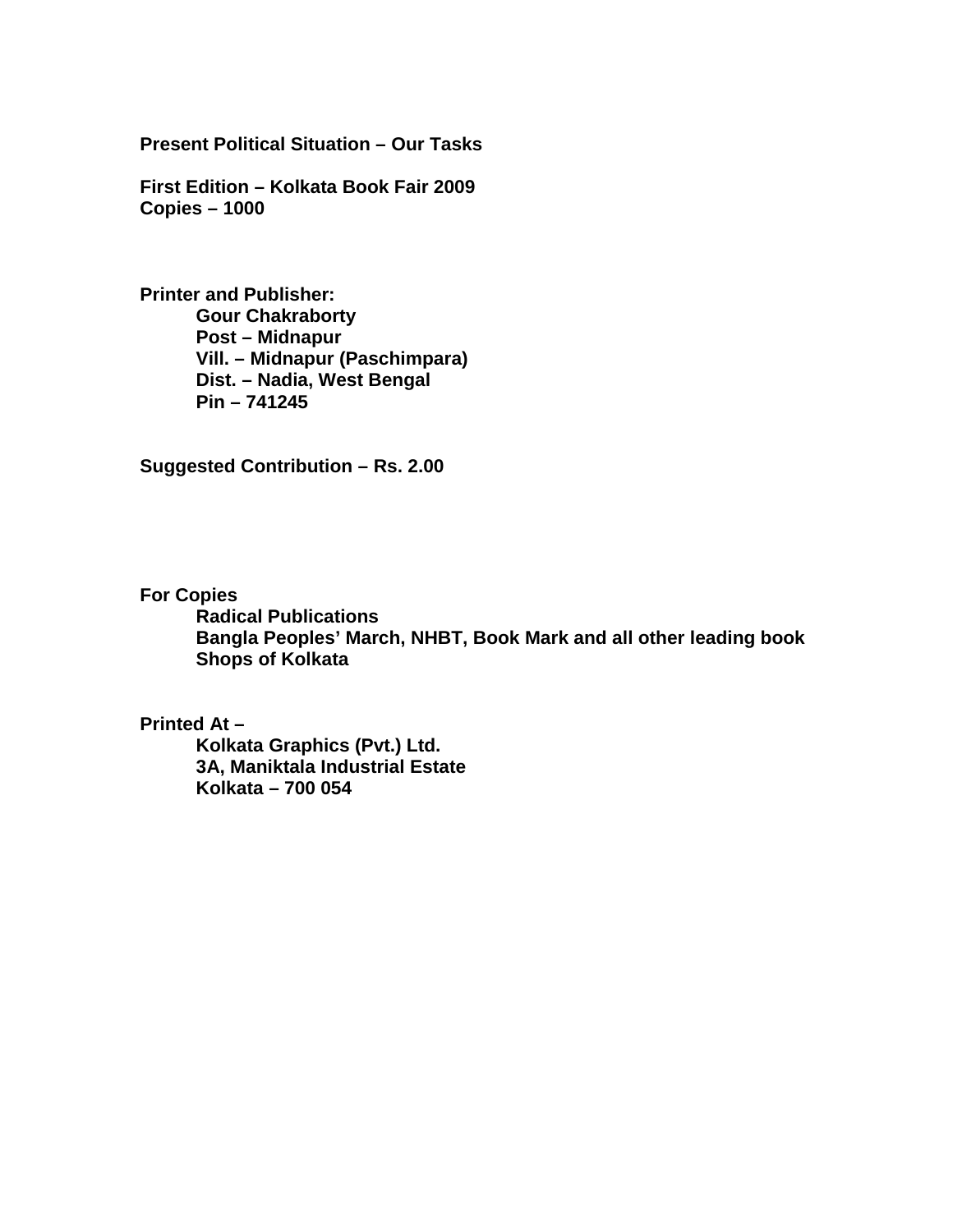**Present Political Situation – Our Tasks**

**First Edition – Kolkata Book Fair 2009**
**Copies – 1000**

**Printer and Publisher:**
**Gour Chakraborty**
**Post – Midnapur**
**Vill. – Midnapur (Paschimpara)**
**Dist. – Nadia, West Bengal**
**Pin – 741245**

**Suggested Contribution – Rs. 2.00**

**For Copies**
**Radical Publications**
**Bangla Peoples' March, NHBT, Book Mark and all other leading book Shops of Kolkata**

**Printed At –**
**Kolkata Graphics (Pvt.) Ltd.**
**3A, Maniktala Industrial Estate**
**Kolkata – 700 054**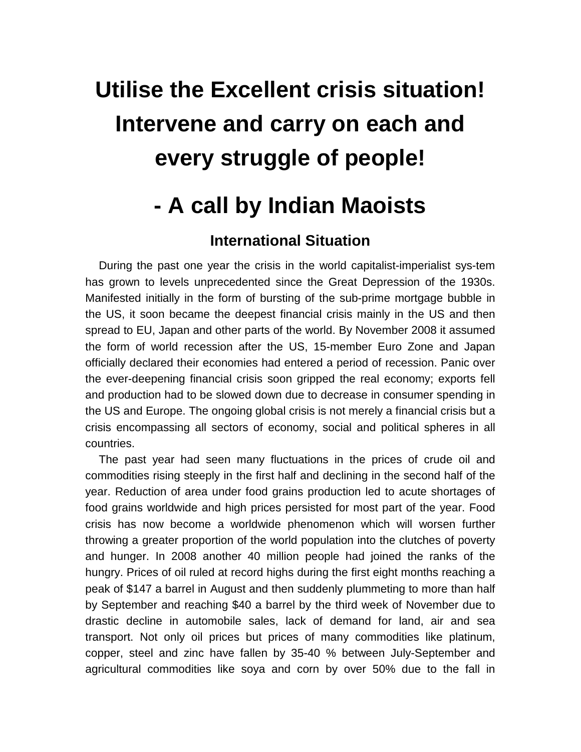# Utilise the Excellent crisis situation! Intervene and carry on each and every struggle of people!

# - A call by Indian Maoists

## International Situation

During the past one year the crisis in the world capitalist-imperialist sys-tem has grown to levels unprecedented since the Great Depression of the 1930s. Manifested initially in the form of bursting of the sub-prime mortgage bubble in the US, it soon became the deepest financial crisis mainly in the US and then spread to EU, Japan and other parts of the world. By November 2008 it assumed the form of world recession after the US, 15-member Euro Zone and Japan officially declared their economies had entered a period of recession. Panic over the ever-deepening financial crisis soon gripped the real economy; exports fell and production had to be slowed down due to decrease in consumer spending in the US and Europe. The ongoing global crisis is not merely a financial crisis but a crisis encompassing all sectors of economy, social and political spheres in all countries.

The past year had seen many fluctuations in the prices of crude oil and commodities rising steeply in the first half and declining in the second half of the year. Reduction of area under food grains production led to acute shortages of food grains worldwide and high prices persisted for most part of the year. Food crisis has now become a worldwide phenomenon which will worsen further throwing a greater proportion of the world population into the clutches of poverty and hunger. In 2008 another 40 million people had joined the ranks of the hungry. Prices of oil ruled at record highs during the first eight months reaching a peak of $147 a barrel in August and then suddenly plummeting to more than half by September and reaching $40 a barrel by the third week of November due to drastic decline in automobile sales, lack of demand for land, air and sea transport. Not only oil prices but prices of many commodities like platinum, copper, steel and zinc have fallen by 35-40 % between July-September and agricultural commodities like soya and corn by over 50% due to the fall in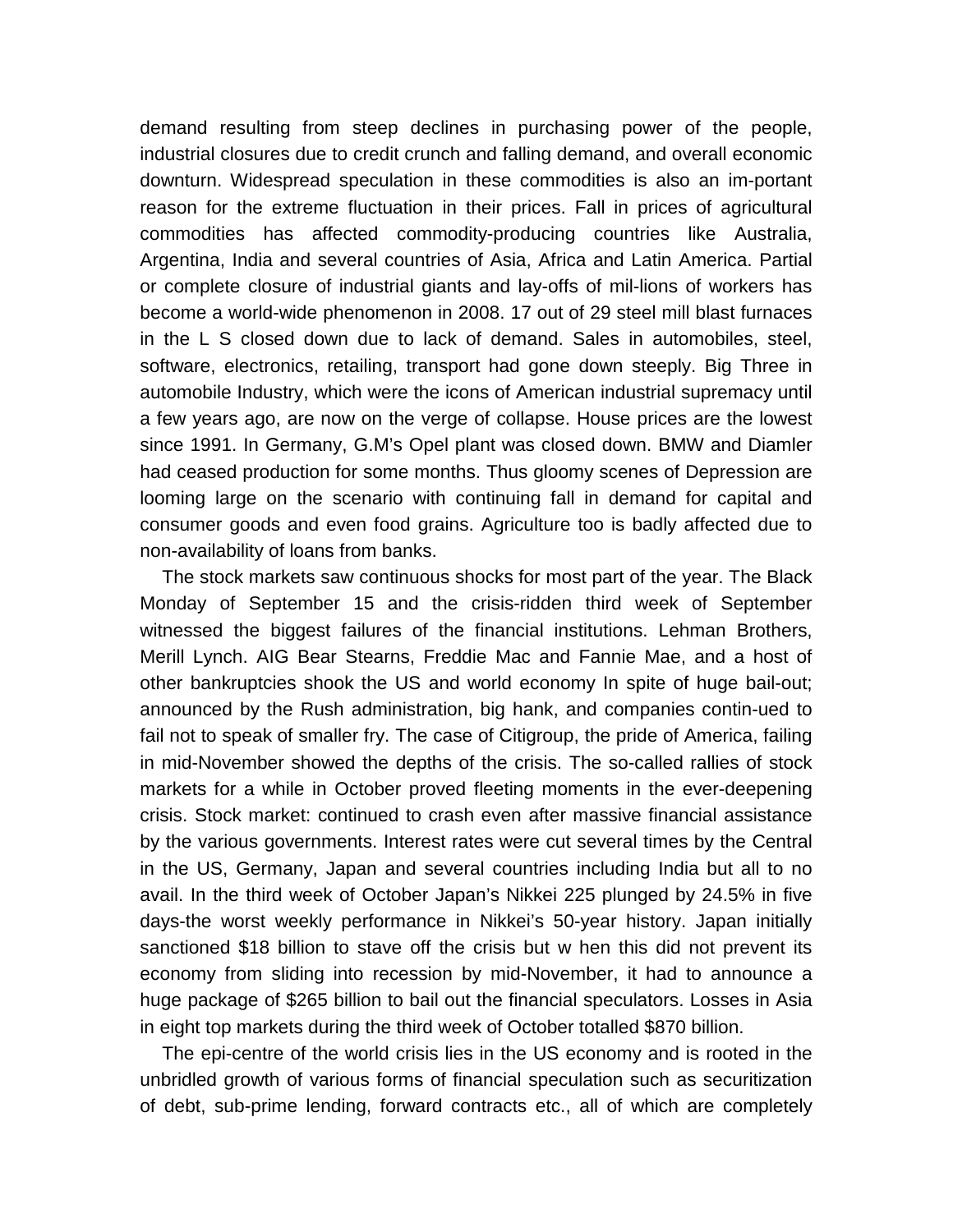demand resulting from steep declines in purchasing power of the people, industrial closures due to credit crunch and falling demand, and overall economic downturn. Widespread speculation in these commodities is also an im-portant reason for the extreme fluctuation in their prices. Fall in prices of agricultural commodities has affected commodity-producing countries like Australia, Argentina, India and several countries of Asia, Africa and Latin America. Partial or complete closure of industrial giants and lay-offs of mil-lions of workers has become a world-wide phenomenon in 2008. 17 out of 29 steel mill blast furnaces in the L S closed down due to lack of demand. Sales in automobiles, steel, software, electronics, retailing, transport had gone down steeply. Big Three in automobile Industry, which were the icons of American industrial supremacy until a few years ago, are now on the verge of collapse. House prices are the lowest since 1991. In Germany, G.M's Opel plant was closed down. BMW and Diamler had ceased production for some months. Thus gloomy scenes of Depression are looming large on the scenario with continuing fall in demand for capital and consumer goods and even food grains. Agriculture too is badly affected due to non-availability of loans from banks.

The stock markets saw continuous shocks for most part of the year. The Black Monday of September 15 and the crisis-ridden third week of September witnessed the biggest failures of the financial institutions. Lehman Brothers, Merill Lynch. AIG Bear Stearns, Freddie Mac and Fannie Mae, and a host of other bankruptcies shook the US and world economy In spite of huge bail-out; announced by the Rush administration, big hank, and companies contin-ued to fail not to speak of smaller fry. The case of Citigroup, the pride of America, failing in mid-November showed the depths of the crisis. The so-called rallies of stock markets for a while in October proved fleeting moments in the ever-deepening crisis. Stock market: continued to crash even after massive financial assistance by the various governments. Interest rates were cut several times by the Central in the US, Germany, Japan and several countries including India but all to no avail. In the third week of October Japan's Nikkei 225 plunged by 24.5% in five days-the worst weekly performance in Nikkei's 50-year history. Japan initially sanctioned $18 billion to stave off the crisis but w hen this did not prevent its economy from sliding into recession by mid-November, it had to announce a huge package of $265 billion to bail out the financial speculators. Losses in Asia in eight top markets during the third week of October totalled $870 billion.

The epi-centre of the world crisis lies in the US economy and is rooted in the unbridled growth of various forms of financial speculation such as securitization of debt, sub-prime lending, forward contracts etc., all of which are completely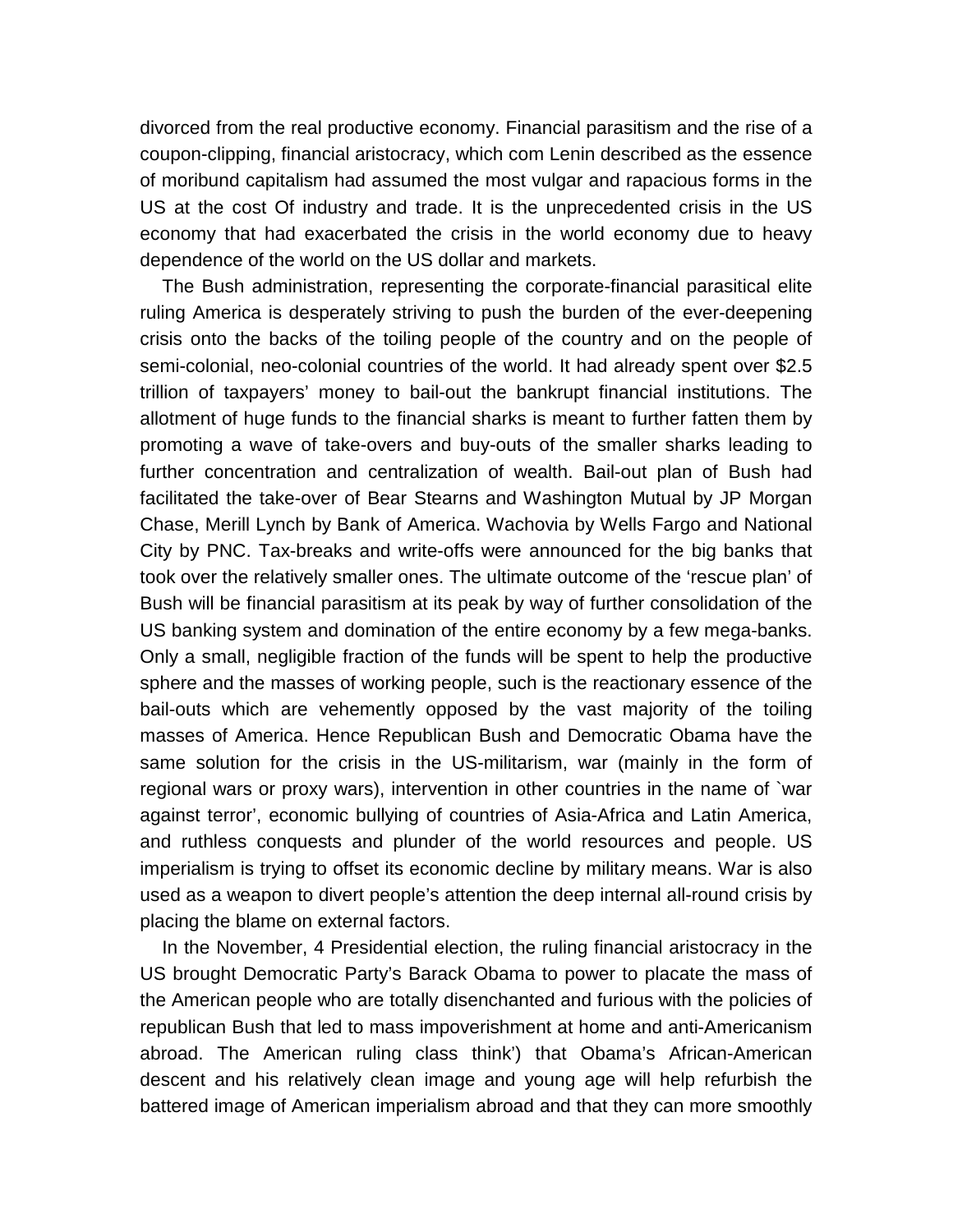divorced from the real productive economy. Financial parasitism and the rise of a coupon-clipping, financial aristocracy, which com Lenin described as the essence of moribund capitalism had assumed the most vulgar and rapacious forms in the US at the cost Of industry and trade. It is the unprecedented crisis in the US economy that had exacerbated the crisis in the world economy due to heavy dependence of the world on the US dollar and markets.

The Bush administration, representing the corporate-financial parasitical elite ruling America is desperately striving to push the burden of the ever-deepening crisis onto the backs of the toiling people of the country and on the people of semi-colonial, neo-colonial countries of the world. It had already spent over $2.5 trillion of taxpayers' money to bail-out the bankrupt financial institutions. The allotment of huge funds to the financial sharks is meant to further fatten them by promoting a wave of take-overs and buy-outs of the smaller sharks leading to further concentration and centralization of wealth. Bail-out plan of Bush had facilitated the take-over of Bear Stearns and Washington Mutual by JP Morgan Chase, Merill Lynch by Bank of America. Wachovia by Wells Fargo and National City by PNC. Tax-breaks and write-offs were announced for the big banks that took over the relatively smaller ones. The ultimate outcome of the 'rescue plan' of Bush will be financial parasitism at its peak by way of further consolidation of the US banking system and domination of the entire economy by a few mega-banks. Only a small, negligible fraction of the funds will be spent to help the productive sphere and the masses of working people, such is the reactionary essence of the bail-outs which are vehemently opposed by the vast majority of the toiling masses of America. Hence Republican Bush and Democratic Obama have the same solution for the crisis in the US-militarism, war (mainly in the form of regional wars or proxy wars), intervention in other countries in the name of `war against terror', economic bullying of countries of Asia-Africa and Latin America, and ruthless conquests and plunder of the world resources and people. US imperialism is trying to offset its economic decline by military means. War is also used as a weapon to divert people's attention the deep internal all-round crisis by placing the blame on external factors.

In the November, 4 Presidential election, the ruling financial aristocracy in the US brought Democratic Party's Barack Obama to power to placate the mass of the American people who are totally disenchanted and furious with the policies of republican Bush that led to mass impoverishment at home and anti-Americanism abroad. The American ruling class think') that Obama's African-American descent and his relatively clean image and young age will help refurbish the battered image of American imperialism abroad and that they can more smoothly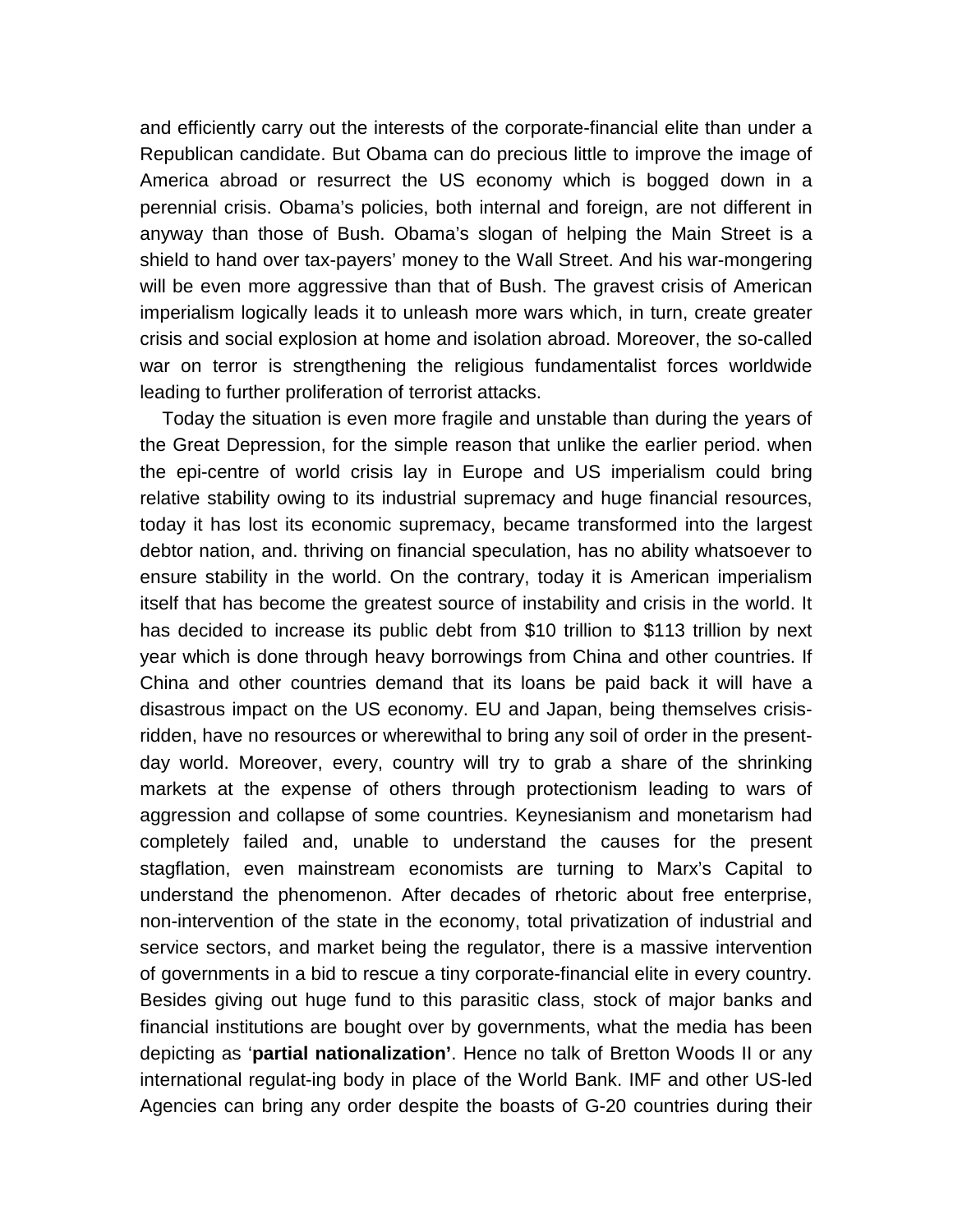and efficiently carry out the interests of the corporate-financial elite than under a Republican candidate. But Obama can do precious little to improve the image of America abroad or resurrect the US economy which is bogged down in a perennial crisis. Obama's policies, both internal and foreign, are not different in anyway than those of Bush. Obama's slogan of helping the Main Street is a shield to hand over tax-payers' money to the Wall Street. And his war-mongering will be even more aggressive than that of Bush. The gravest crisis of American imperialism logically leads it to unleash more wars which, in turn, create greater crisis and social explosion at home and isolation abroad. Moreover, the so-called war on terror is strengthening the religious fundamentalist forces worldwide leading to further proliferation of terrorist attacks.

Today the situation is even more fragile and unstable than during the years of the Great Depression, for the simple reason that unlike the earlier period. when the epi-centre of world crisis lay in Europe and US imperialism could bring relative stability owing to its industrial supremacy and huge financial resources, today it has lost its economic supremacy, became transformed into the largest debtor nation, and. thriving on financial speculation, has no ability whatsoever to ensure stability in the world. On the contrary, today it is American imperialism itself that has become the greatest source of instability and crisis in the world. It has decided to increase its public debt from $10 trillion to $113 trillion by next year which is done through heavy borrowings from China and other countries. If China and other countries demand that its loans be paid back it will have a disastrous impact on the US economy. EU and Japan, being themselves crisis-ridden, have no resources or wherewithal to bring any soil of order in the present-day world. Moreover, every, country will try to grab a share of the shrinking markets at the expense of others through protectionism leading to wars of aggression and collapse of some countries. Keynesianism and monetarism had completely failed and, unable to understand the causes for the present stagflation, even mainstream economists are turning to Marx's Capital to understand the phenomenon. After decades of rhetoric about free enterprise, non-intervention of the state in the economy, total privatization of industrial and service sectors, and market being the regulator, there is a massive intervention of governments in a bid to rescue a tiny corporate-financial elite in every country. Besides giving out huge fund to this parasitic class, stock of major banks and financial institutions are bought over by governments, what the media has been depicting as '**partial nationalization'**. Hence no talk of Bretton Woods II or any international regulat-ing body in place of the World Bank. IMF and other US-led Agencies can bring any order despite the boasts of G-20 countries during their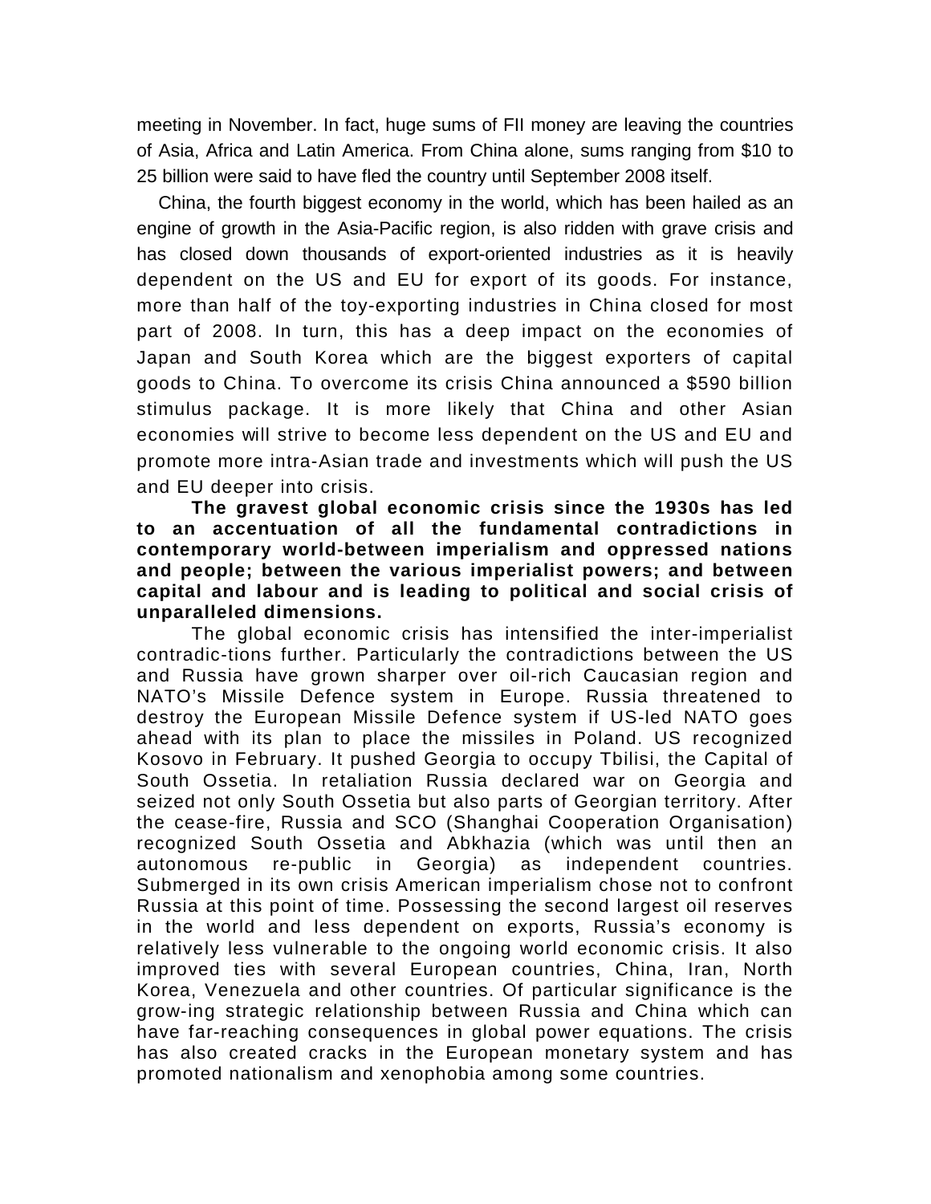meeting in November. In fact, huge sums of FII money are leaving the countries of Asia, Africa and Latin America. From China alone, sums ranging from $10 to 25 billion were said to have fled the country until September 2008 itself.

China, the fourth biggest economy in the world, which has been hailed as an engine of growth in the Asia-Pacific region, is also ridden with grave crisis and has closed down thousands of export-oriented industries as it is heavily dependent on the US and EU for export of its goods. For instance, more than half of the toy-exporting industries in China closed for most part of 2008. In turn, this has a deep impact on the economies of Japan and South Korea which are the biggest exporters of capital goods to China. To overcome its crisis China announced a $590 billion stimulus package. It is more likely that China and other Asian economies will strive to become less dependent on the US and EU and promote more intra-Asian trade and investments which will push the US and EU deeper into crisis.

**The gravest global economic crisis since the 1930s has led to an accentuation of all the fundamental contradictions in contemporary world-between imperialism and oppressed nations and people; between the various imperialist powers; and between capital and labour and is leading to political and social crisis of unparalleled dimensions.**

The global economic crisis has intensified the inter-imperialist contradic-tions further. Particularly the contradictions between the US and Russia have grown sharper over oil-rich Caucasian region and NATO's Missile Defence system in Europe. Russia threatened to destroy the European Missile Defence system if US-led NATO goes ahead with its plan to place the missiles in Poland. US recognized Kosovo in February. It pushed Georgia to occupy Tbilisi, the Capital of South Ossetia. In retaliation Russia declared war on Georgia and seized not only South Ossetia but also parts of Georgian territory. After the cease-fire, Russia and SCO (Shanghai Cooperation Organisation) recognized South Ossetia and Abkhazia (which was until then an autonomous re-public in Georgia) as independent countries. Submerged in its own crisis American imperialism chose not to confront Russia at this point of time. Possessing the second largest oil reserves in the world and less dependent on exports, Russia's economy is relatively less vulnerable to the ongoing world economic crisis. It also improved ties with several European countries, China, Iran, North Korea, Venezuela and other countries. Of particular significance is the grow-ing strategic relationship between Russia and China which can have far-reaching consequences in global power equations. The crisis has also created cracks in the European monetary system and has promoted nationalism and xenophobia among some countries.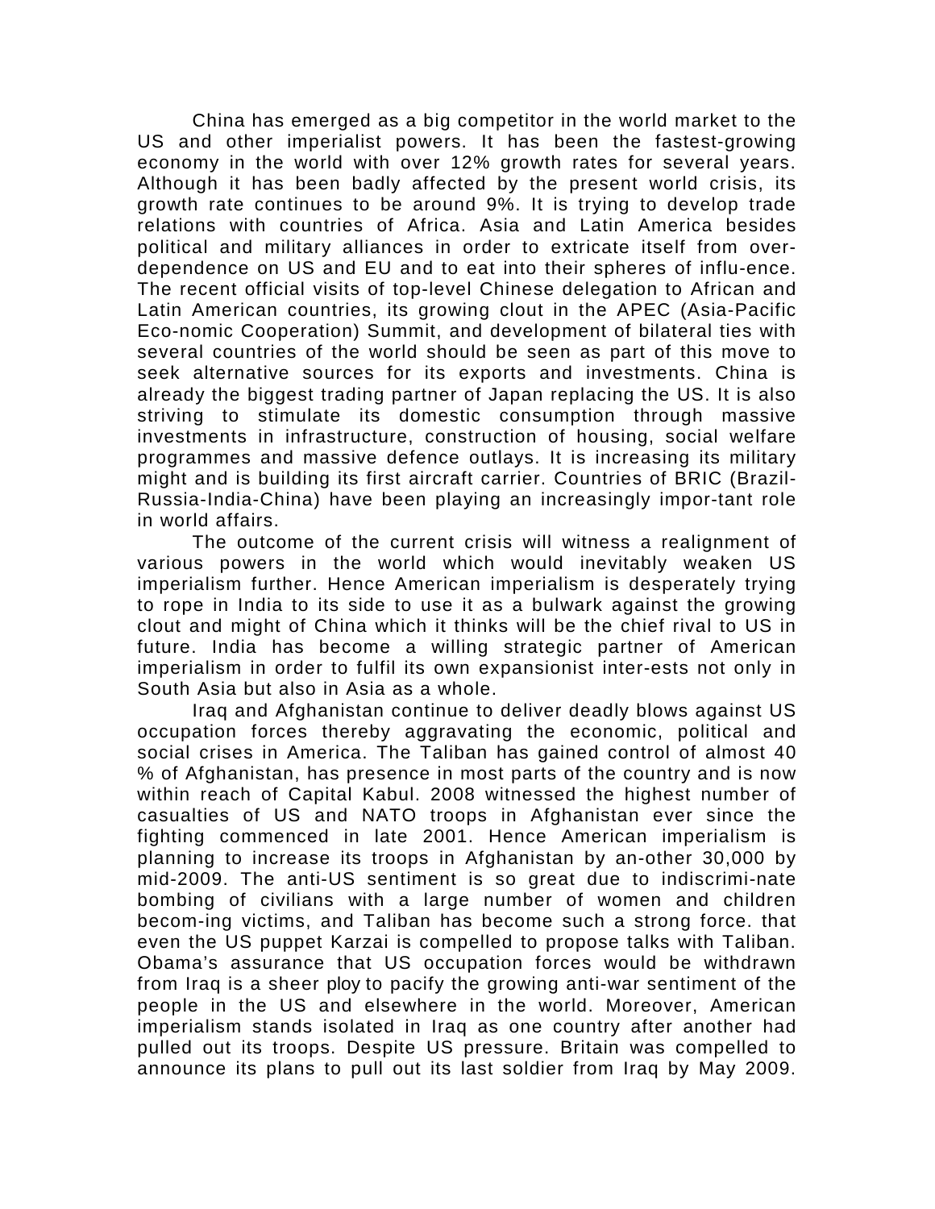China has emerged as a big competitor in the world market to the US and other imperialist powers. It has been the fastest-growing economy in the world with over 12% growth rates for several years. Although it has been badly affected by the present world crisis, its growth rate continues to be around 9%. It is trying to develop trade relations with countries of Africa. Asia and Latin America besides political and military alliances in order to extricate itself from over-dependence on US and EU and to eat into their spheres of influ-ence. The recent official visits of top-level Chinese delegation to African and Latin American countries, its growing clout in the APEC (Asia-Pacific Eco-nomic Cooperation) Summit, and development of bilateral ties with several countries of the world should be seen as part of this move to seek alternative sources for its exports and investments. China is already the biggest trading partner of Japan replacing the US. It is also striving to stimulate its domestic consumption through massive investments in infrastructure, construction of housing, social welfare programmes and massive defence outlays. It is increasing its military might and is building its first aircraft carrier. Countries of BRIC (Brazil-Russia-India-China) have been playing an increasingly impor-tant role in world affairs.

The outcome of the current crisis will witness a realignment of various powers in the world which would inevitably weaken US imperialism further. Hence American imperialism is desperately trying to rope in India to its side to use it as a bulwark against the growing clout and might of China which it thinks will be the chief rival to US in future. India has become a willing strategic partner of American imperialism in order to fulfil its own expansionist inter-ests not only in South Asia but also in Asia as a whole.

Iraq and Afghanistan continue to deliver deadly blows against US occupation forces thereby aggravating the economic, political and social crises in America. The Taliban has gained control of almost 40 % of Afghanistan, has presence in most parts of the country and is now within reach of Capital Kabul. 2008 witnessed the highest number of casualties of US and NATO troops in Afghanistan ever since the fighting commenced in late 2001. Hence American imperialism is planning to increase its troops in Afghanistan by an-other 30,000 by mid-2009. The anti-US sentiment is so great due to indiscrimi-nate bombing of civilians with a large number of women and children becom-ing victims, and Taliban has become such a strong force. that even the US puppet Karzai is compelled to propose talks with Taliban. Obama's assurance that US occupation forces would be withdrawn from Iraq is a sheer ploy to pacify the growing anti-war sentiment of the people in the US and elsewhere in the world. Moreover, American imperialism stands isolated in Iraq as one country after another had pulled out its troops. Despite US pressure. Britain was compelled to announce its plans to pull out its last soldier from Iraq by May 2009.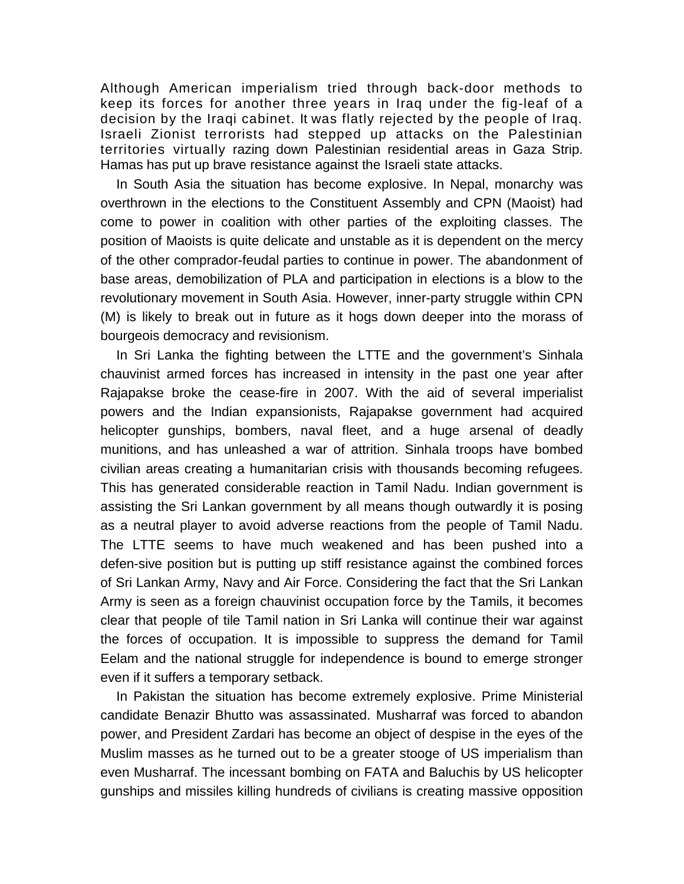Although American imperialism tried through back-door methods to keep its forces for another three years in Iraq under the fig-leaf of a decision by the Iraqi cabinet. It was flatly rejected by the people of Iraq. Israeli Zionist terrorists had stepped up attacks on the Palestinian territories virtually razing down Palestinian residential areas in Gaza Strip. Hamas has put up brave resistance against the Israeli state attacks.

In South Asia the situation has become explosive. In Nepal, monarchy was overthrown in the elections to the Constituent Assembly and CPN (Maoist) had come to power in coalition with other parties of the exploiting classes. The position of Maoists is quite delicate and unstable as it is dependent on the mercy of the other comprador-feudal parties to continue in power. The abandonment of base areas, demobilization of PLA and participation in elections is a blow to the revolutionary movement in South Asia. However, inner-party struggle within CPN (M) is likely to break out in future as it hogs down deeper into the morass of bourgeois democracy and revisionism.

In Sri Lanka the fighting between the LTTE and the government's Sinhala chauvinist armed forces has increased in intensity in the past one year after Rajapakse broke the cease-fire in 2007. With the aid of several imperialist powers and the Indian expansionists, Rajapakse government had acquired helicopter gunships, bombers, naval fleet, and a huge arsenal of deadly munitions, and has unleashed a war of attrition. Sinhala troops have bombed civilian areas creating a humanitarian crisis with thousands becoming refugees. This has generated considerable reaction in Tamil Nadu. Indian government is assisting the Sri Lankan government by all means though outwardly it is posing as a neutral player to avoid adverse reactions from the people of Tamil Nadu. The LTTE seems to have much weakened and has been pushed into a defen-sive position but is putting up stiff resistance against the combined forces of Sri Lankan Army, Navy and Air Force. Considering the fact that the Sri Lankan Army is seen as a foreign chauvinist occupation force by the Tamils, it becomes clear that people of tile Tamil nation in Sri Lanka will continue their war against the forces of occupation. It is impossible to suppress the demand for Tamil Eelam and the national struggle for independence is bound to emerge stronger even if it suffers a temporary setback.

In Pakistan the situation has become extremely explosive. Prime Ministerial candidate Benazir Bhutto was assassinated. Musharraf was forced to abandon power, and President Zardari has become an object of despise in the eyes of the Muslim masses as he turned out to be a greater stooge of US imperialism than even Musharraf. The incessant bombing on FATA and Baluchis by US helicopter gunships and missiles killing hundreds of civilians is creating massive opposition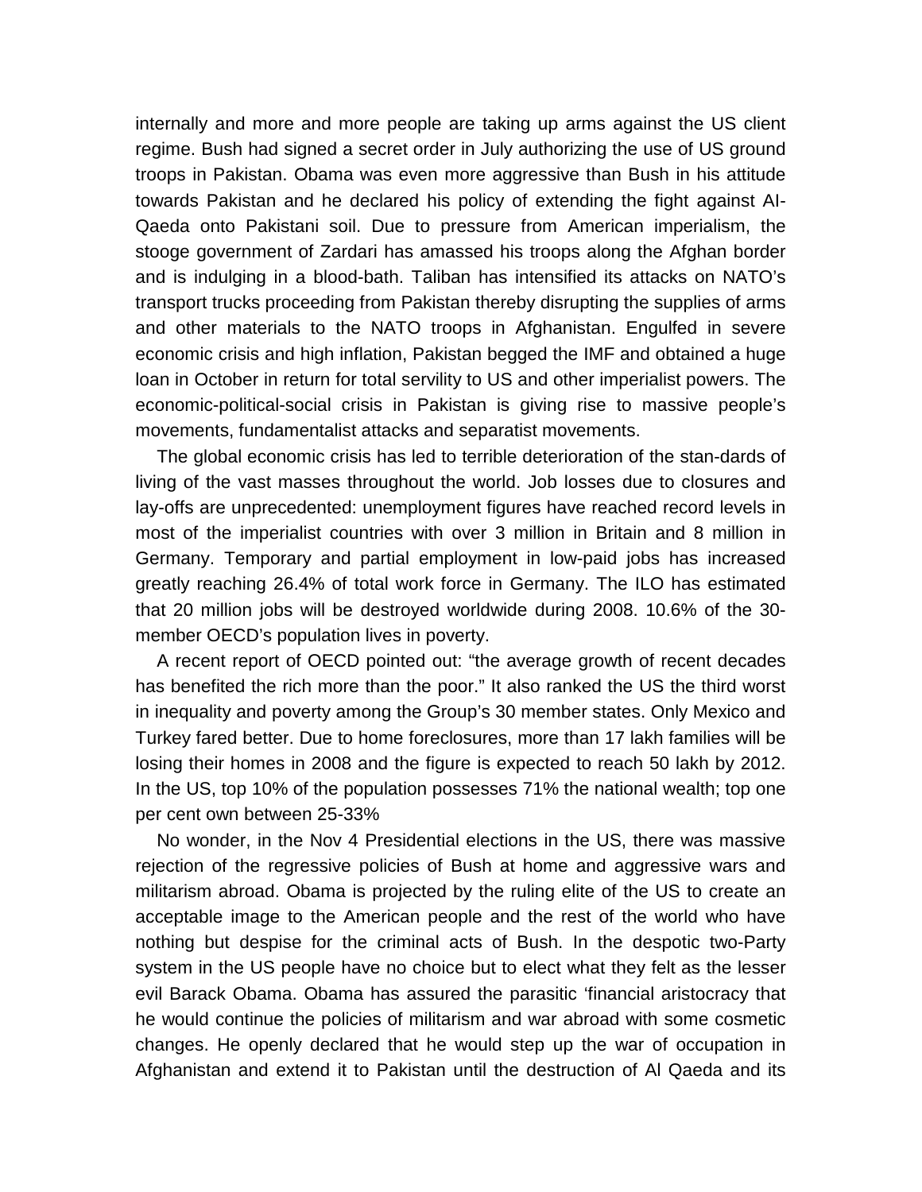internally and more and more people are taking up arms against the US client regime. Bush had signed a secret order in July authorizing the use of US ground troops in Pakistan. Obama was even more aggressive than Bush in his attitude towards Pakistan and he declared his policy of extending the fight against Al-Qaeda onto Pakistani soil. Due to pressure from American imperialism, the stooge government of Zardari has amassed his troops along the Afghan border and is indulging in a blood-bath. Taliban has intensified its attacks on NATO's transport trucks proceeding from Pakistan thereby disrupting the supplies of arms and other materials to the NATO troops in Afghanistan. Engulfed in severe economic crisis and high inflation, Pakistan begged the IMF and obtained a huge loan in October in return for total servility to US and other imperialist powers. The economic-political-social crisis in Pakistan is giving rise to massive people's movements, fundamentalist attacks and separatist movements.

The global economic crisis has led to terrible deterioration of the stan-dards of living of the vast masses throughout the world. Job losses due to closures and lay-offs are unprecedented: unemployment figures have reached record levels in most of the imperialist countries with over 3 million in Britain and 8 million in Germany. Temporary and partial employment in low-paid jobs has increased greatly reaching 26.4% of total work force in Germany. The ILO has estimated that 20 million jobs will be destroyed worldwide during 2008. 10.6% of the 30-member OECD's population lives in poverty.

A recent report of OECD pointed out: "the average growth of recent decades has benefited the rich more than the poor." It also ranked the US the third worst in inequality and poverty among the Group's 30 member states. Only Mexico and Turkey fared better. Due to home foreclosures, more than 17 lakh families will be losing their homes in 2008 and the figure is expected to reach 50 lakh by 2012. In the US, top 10% of the population possesses 71% the national wealth; top one per cent own between 25-33%

No wonder, in the Nov 4 Presidential elections in the US, there was massive rejection of the regressive policies of Bush at home and aggressive wars and militarism abroad. Obama is projected by the ruling elite of the US to create an acceptable image to the American people and the rest of the world who have nothing but despise for the criminal acts of Bush. In the despotic two-Party system in the US people have no choice but to elect what they felt as the lesser evil Barack Obama. Obama has assured the parasitic 'financial aristocracy that he would continue the policies of militarism and war abroad with some cosmetic changes. He openly declared that he would step up the war of occupation in Afghanistan and extend it to Pakistan until the destruction of Al Qaeda and its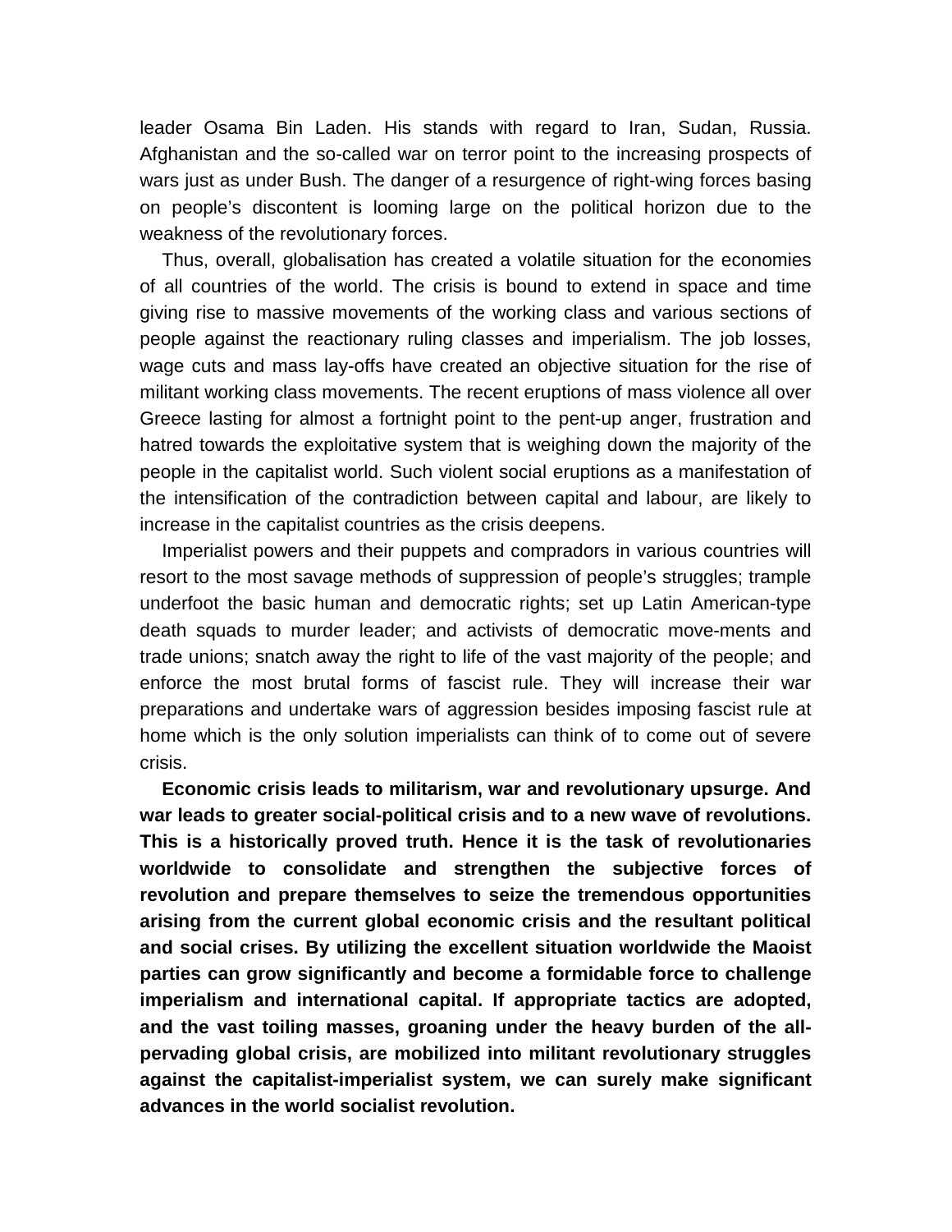leader Osama Bin Laden. His stands with regard to Iran, Sudan, Russia. Afghanistan and the so-called war on terror point to the increasing prospects of wars just as under Bush. The danger of a resurgence of right-wing forces basing on people's discontent is looming large on the political horizon due to the weakness of the revolutionary forces.

Thus, overall, globalisation has created a volatile situation for the economies of all countries of the world. The crisis is bound to extend in space and time giving rise to massive movements of the working class and various sections of people against the reactionary ruling classes and imperialism. The job losses, wage cuts and mass lay-offs have created an objective situation for the rise of militant working class movements. The recent eruptions of mass violence all over Greece lasting for almost a fortnight point to the pent-up anger, frustration and hatred towards the exploitative system that is weighing down the majority of the people in the capitalist world. Such violent social eruptions as a manifestation of the intensification of the contradiction between capital and labour, are likely to increase in the capitalist countries as the crisis deepens.

Imperialist powers and their puppets and compradors in various countries will resort to the most savage methods of suppression of people's struggles; trample underfoot the basic human and democratic rights; set up Latin American-type death squads to murder leader; and activists of democratic move-ments and trade unions; snatch away the right to life of the vast majority of the people; and enforce the most brutal forms of fascist rule. They will increase their war preparations and undertake wars of aggression besides imposing fascist rule at home which is the only solution imperialists can think of to come out of severe crisis.

**Economic crisis leads to militarism, war and revolutionary upsurge. And war leads to greater social-political crisis and to a new wave of revolutions. This is a historically proved truth. Hence it is the task of revolutionaries worldwide to consolidate and strengthen the subjective forces of revolution and prepare themselves to seize the tremendous opportunities arising from the current global economic crisis and the resultant political and social crises. By utilizing the excellent situation worldwide the Maoist parties can grow significantly and become a formidable force to challenge imperialism and international capital. If appropriate tactics are adopted, and the vast toiling masses, groaning under the heavy burden of the all-pervading global crisis, are mobilized into militant revolutionary struggles against the capitalist-imperialist system, we can surely make significant advances in the world socialist revolution.**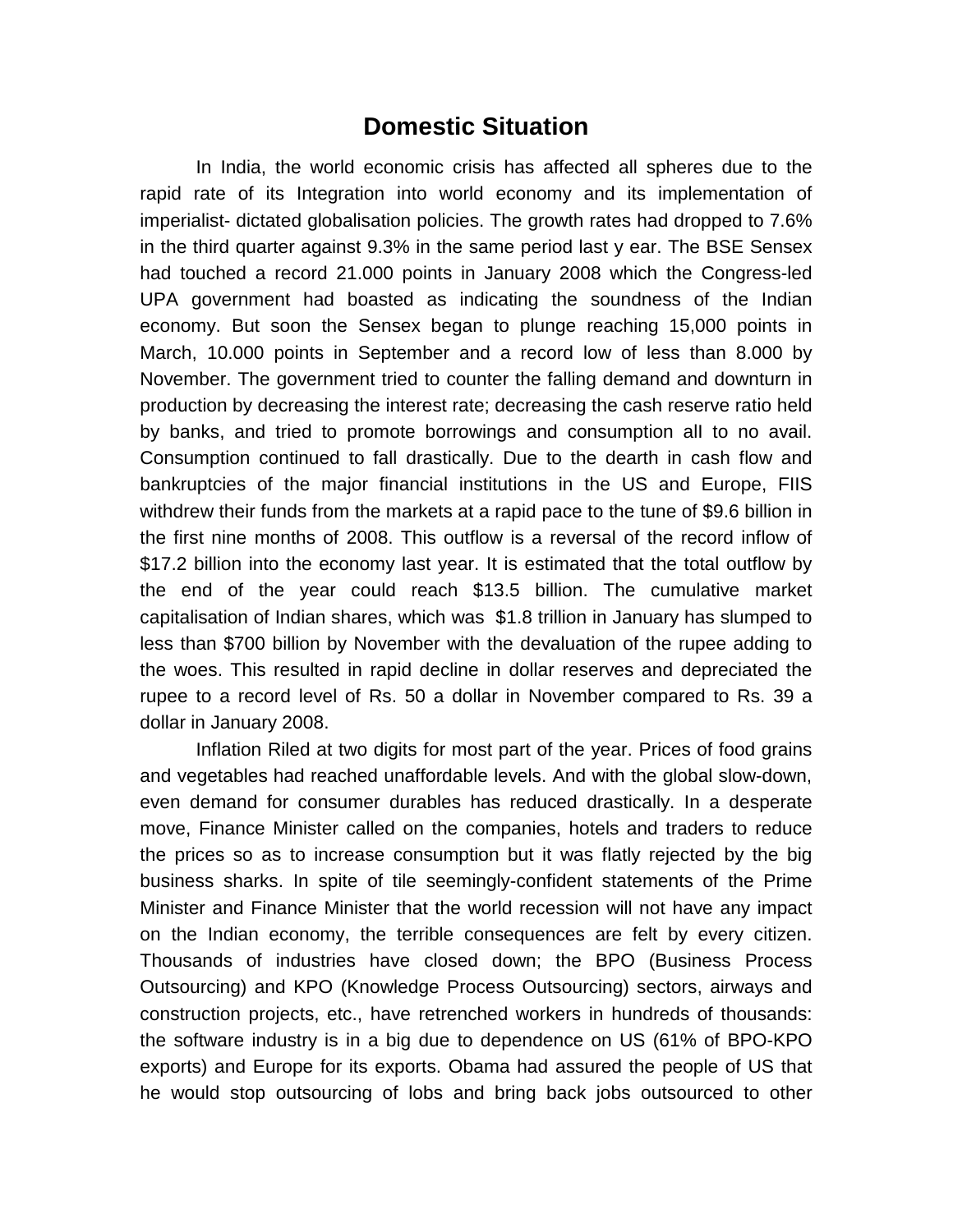## Domestic Situation

In India, the world economic crisis has affected all spheres due to the rapid rate of its Integration into world economy and its implementation of imperialist- dictated globalisation policies. The growth rates had dropped to 7.6% in the third quarter against 9.3% in the same period last y ear. The BSE Sensex had touched a record 21.000 points in January 2008 which the Congress-led UPA government had boasted as indicating the soundness of the Indian economy. But soon the Sensex began to plunge reaching 15,000 points in March, 10.000 points in September and a record low of less than 8.000 by November. The government tried to counter the falling demand and downturn in production by decreasing the interest rate; decreasing the cash reserve ratio held by banks, and tried to promote borrowings and consumption all to no avail. Consumption continued to fall drastically. Due to the dearth in cash flow and bankruptcies of the major financial institutions in the US and Europe, FIIS withdrew their funds from the markets at a rapid pace to the tune of $9.6 billion in the first nine months of 2008. This outflow is a reversal of the record inflow of $17.2 billion into the economy last year. It is estimated that the total outflow by the end of the year could reach $13.5 billion. The cumulative market capitalisation of Indian shares, which was $1.8 trillion in January has slumped to less than $700 billion by November with the devaluation of the rupee adding to the woes. This resulted in rapid decline in dollar reserves and depreciated the rupee to a record level of Rs. 50 a dollar in November compared to Rs. 39 a dollar in January 2008.

Inflation Riled at two digits for most part of the year. Prices of food grains and vegetables had reached unaffordable levels. And with the global slow-down, even demand for consumer durables has reduced drastically. In a desperate move, Finance Minister called on the companies, hotels and traders to reduce the prices so as to increase consumption but it was flatly rejected by the big business sharks. In spite of tile seemingly-confident statements of the Prime Minister and Finance Minister that the world recession will not have any impact on the Indian economy, the terrible consequences are felt by every citizen. Thousands of industries have closed down; the BPO (Business Process Outsourcing) and KPO (Knowledge Process Outsourcing) sectors, airways and construction projects, etc., have retrenched workers in hundreds of thousands: the software industry is in a big due to dependence on US (61% of BPO-KPO exports) and Europe for its exports. Obama had assured the people of US that he would stop outsourcing of lobs and bring back jobs outsourced to other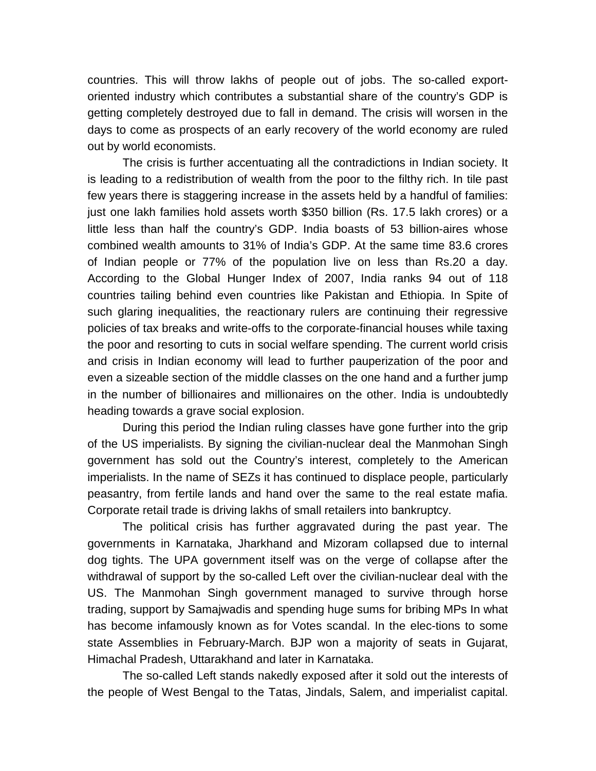countries. This will throw lakhs of people out of jobs. The so-called export-oriented industry which contributes a substantial share of the country's GDP is getting completely destroyed due to fall in demand. The crisis will worsen in the days to come as prospects of an early recovery of the world economy are ruled out by world economists.

The crisis is further accentuating all the contradictions in Indian society. It is leading to a redistribution of wealth from the poor to the filthy rich. In tile past few years there is staggering increase in the assets held by a handful of families: just one lakh families hold assets worth $350 billion (Rs. 17.5 lakh crores) or a little less than half the country's GDP. India boasts of 53 billion-aires whose combined wealth amounts to 31% of India's GDP. At the same time 83.6 crores of Indian people or 77% of the population live on less than Rs.20 a day. According to the Global Hunger Index of 2007, India ranks 94 out of 118 countries tailing behind even countries like Pakistan and Ethiopia. In Spite of such glaring inequalities, the reactionary rulers are continuing their regressive policies of tax breaks and write-offs to the corporate-financial houses while taxing the poor and resorting to cuts in social welfare spending. The current world crisis and crisis in Indian economy will lead to further pauperization of the poor and even a sizeable section of the middle classes on the one hand and a further jump in the number of billionaires and millionaires on the other. India is undoubtedly heading towards a grave social explosion.

During this period the Indian ruling classes have gone further into the grip of the US imperialists. By signing the civilian-nuclear deal the Manmohan Singh government has sold out the Country's interest, completely to the American imperialists. In the name of SEZs it has continued to displace people, particularly peasantry, from fertile lands and hand over the same to the real estate mafia. Corporate retail trade is driving lakhs of small retailers into bankruptcy.

The political crisis has further aggravated during the past year. The governments in Karnataka, Jharkhand and Mizoram collapsed due to internal dog tights. The UPA government itself was on the verge of collapse after the withdrawal of support by the so-called Left over the civilian-nuclear deal with the US. The Manmohan Singh government managed to survive through horse trading, support by Samajwadis and spending huge sums for bribing MPs In what has become infamously known as for Votes scandal. In the elec-tions to some state Assemblies in February-March. BJP won a majority of seats in Gujarat, Himachal Pradesh, Uttarakhand and later in Karnataka.

The so-called Left stands nakedly exposed after it sold out the interests of the people of West Bengal to the Tatas, Jindals, Salem, and imperialist capital.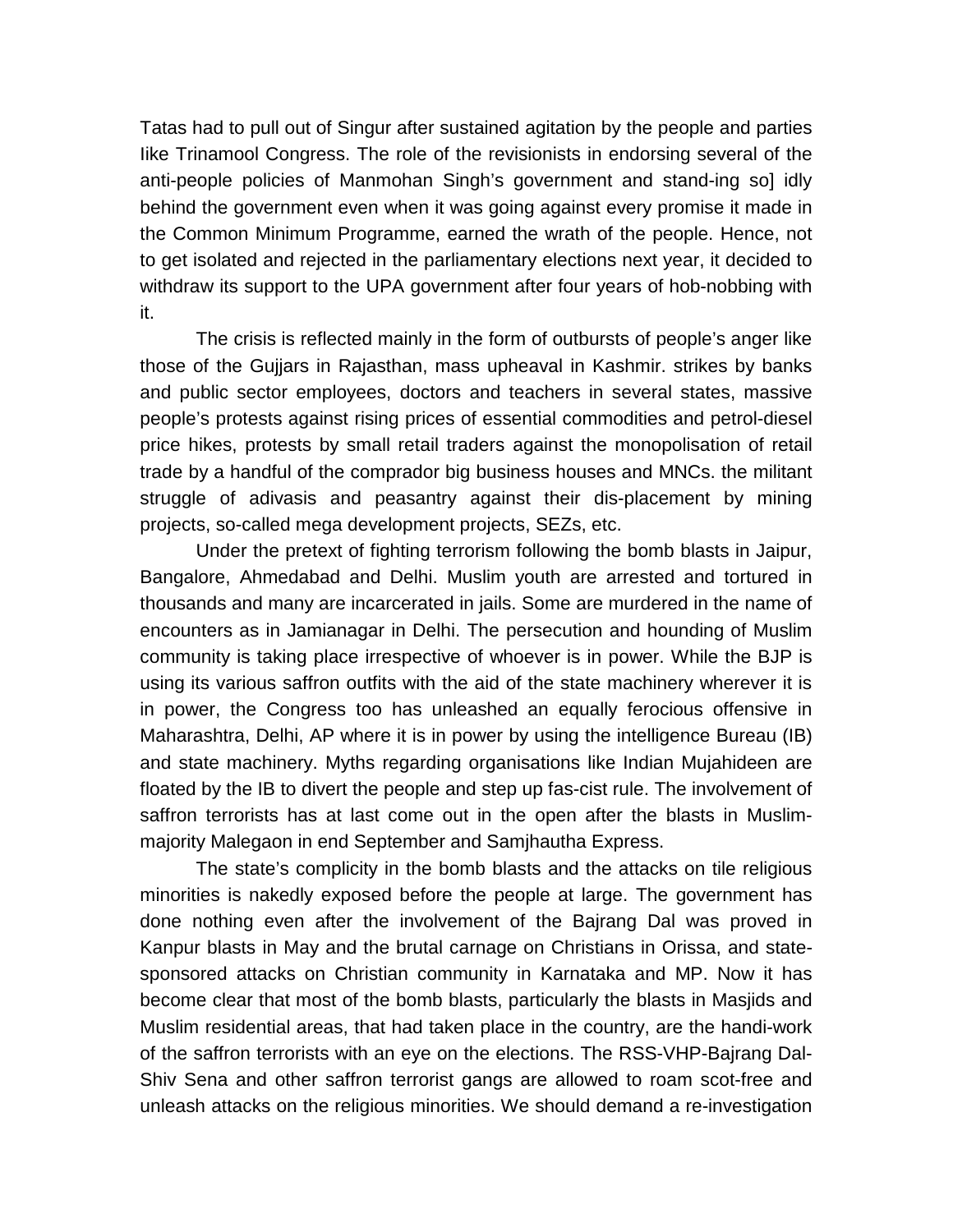Tatas had to pull out of Singur after sustained agitation by the people and parties like Trinamool Congress. The role of the revisionists in endorsing several of the anti-people policies of Manmohan Singh's government and stand-ing so] idly behind the government even when it was going against every promise it made in the Common Minimum Programme, earned the wrath of the people. Hence, not to get isolated and rejected in the parliamentary elections next year, it decided to withdraw its support to the UPA government after four years of hob-nobbing with it.

The crisis is reflected mainly in the form of outbursts of people's anger like those of the Gujjars in Rajasthan, mass upheaval in Kashmir. strikes by banks and public sector employees, doctors and teachers in several states, massive people's protests against rising prices of essential commodities and petrol-diesel price hikes, protests by small retail traders against the monopolisation of retail trade by a handful of the comprador big business houses and MNCs. the militant struggle of adivasis and peasantry against their dis-placement by mining projects, so-called mega development projects, SEZs, etc.

Under the pretext of fighting terrorism following the bomb blasts in Jaipur, Bangalore, Ahmedabad and Delhi. Muslim youth are arrested and tortured in thousands and many are incarcerated in jails. Some are murdered in the name of encounters as in Jamianagar in Delhi. The persecution and hounding of Muslim community is taking place irrespective of whoever is in power. While the BJP is using its various saffron outfits with the aid of the state machinery wherever it is in power, the Congress too has unleashed an equally ferocious offensive in Maharashtra, Delhi, AP where it is in power by using the intelligence Bureau (IB) and state machinery. Myths regarding organisations like Indian Mujahideen are floated by the IB to divert the people and step up fas-cist rule. The involvement of saffron terrorists has at last come out in the open after the blasts in Muslim-majority Malegaon in end September and Samjhautha Express.

The state's complicity in the bomb blasts and the attacks on tile religious minorities is nakedly exposed before the people at large. The government has done nothing even after the involvement of the Bajrang Dal was proved in Kanpur blasts in May and the brutal carnage on Christians in Orissa, and state-sponsored attacks on Christian community in Karnataka and MP. Now it has become clear that most of the bomb blasts, particularly the blasts in Masjids and Muslim residential areas, that had taken place in the country, are the handi-work of the saffron terrorists with an eye on the elections. The RSS-VHP-Bajrang Dal-Shiv Sena and other saffron terrorist gangs are allowed to roam scot-free and unleash attacks on the religious minorities. We should demand a re-investigation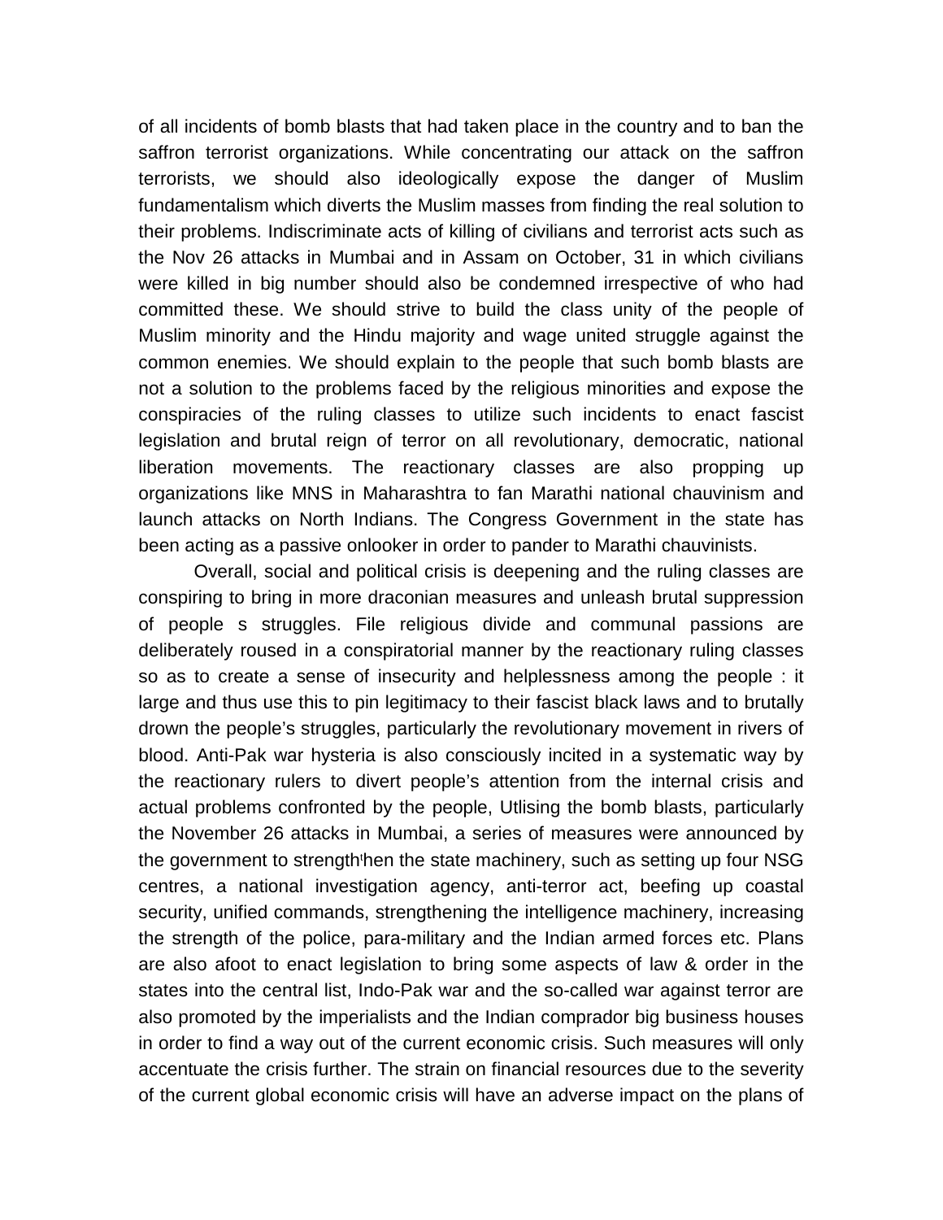of all incidents of bomb blasts that had taken place in the country and to ban the saffron terrorist organizations. While concentrating our attack on the saffron terrorists, we should also ideologically expose the danger of Muslim fundamentalism which diverts the Muslim masses from finding the real solution to their problems. Indiscriminate acts of killing of civilians and terrorist acts such as the Nov 26 attacks in Mumbai and in Assam on October, 31 in which civilians were killed in big number should also be condemned irrespective of who had committed these. We should strive to build the class unity of the people of Muslim minority and the Hindu majority and wage united struggle against the common enemies. We should explain to the people that such bomb blasts are not a solution to the problems faced by the religious minorities and expose the conspiracies of the ruling classes to utilize such incidents to enact fascist legislation and brutal reign of terror on all revolutionary, democratic, national liberation movements. The reactionary classes are also propping up organizations like MNS in Maharashtra to fan Marathi national chauvinism and launch attacks on North Indians. The Congress Government in the state has been acting as a passive onlooker in order to pander to Marathi chauvinists.

Overall, social and political crisis is deepening and the ruling classes are conspiring to bring in more draconian measures and unleash brutal suppression of people s struggles. File religious divide and communal passions are deliberately roused in a conspiratorial manner by the reactionary ruling classes so as to create a sense of insecurity and helplessness among the people : it large and thus use this to pin legitimacy to their fascist black laws and to brutally drown the people's struggles, particularly the revolutionary movement in rivers of blood. Anti-Pak war hysteria is also consciously incited in a systematic way by the reactionary rulers to divert people's attention from the internal crisis and actual problems confronted by the people, Utlising the bomb blasts, particularly the November 26 attacks in Mumbai, a series of measures were announced by the government to strength'hen the state machinery, such as setting up four NSG centres, a national investigation agency, anti-terror act, beefing up coastal security, unified commands, strengthening the intelligence machinery, increasing the strength of the police, para-military and the Indian armed forces etc. Plans are also afoot to enact legislation to bring some aspects of law & order in the states into the central list, Indo-Pak war and the so-called war against terror are also promoted by the imperialists and the Indian comprador big business houses in order to find a way out of the current economic crisis. Such measures will only accentuate the crisis further. The strain on financial resources due to the severity of the current global economic crisis will have an adverse impact on the plans of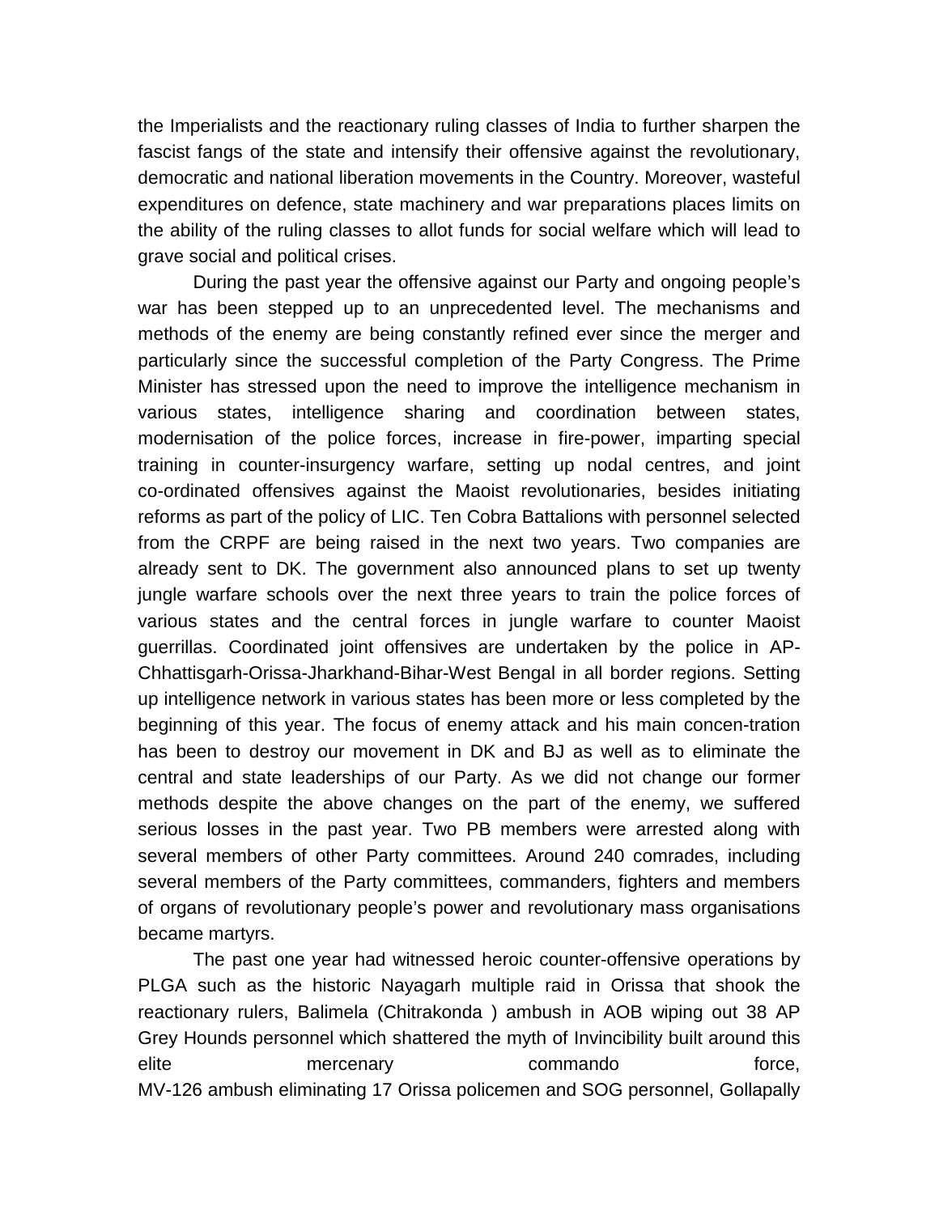the Imperialists and the reactionary ruling classes of India to further sharpen the fascist fangs of the state and intensify their offensive against the revolutionary, democratic and national liberation movements in the Country. Moreover, wasteful expenditures on defence, state machinery and war preparations places limits on the ability of the ruling classes to allot funds for social welfare which will lead to grave social and political crises.

During the past year the offensive against our Party and ongoing people's war has been stepped up to an unprecedented level. The mechanisms and methods of the enemy are being constantly refined ever since the merger and particularly since the successful completion of the Party Congress. The Prime Minister has stressed upon the need to improve the intelligence mechanism in various states, intelligence sharing and coordination between states, modernisation of the police forces, increase in fire-power, imparting special training in counter-insurgency warfare, setting up nodal centres, and joint co-ordinated offensives against the Maoist revolutionaries, besides initiating reforms as part of the policy of LIC. Ten Cobra Battalions with personnel selected from the CRPF are being raised in the next two years. Two companies are already sent to DK. The government also announced plans to set up twenty jungle warfare schools over the next three years to train the police forces of various states and the central forces in jungle warfare to counter Maoist guerrillas. Coordinated joint offensives are undertaken by the police in AP-Chhattisgarh-Orissa-Jharkhand-Bihar-West Bengal in all border regions. Setting up intelligence network in various states has been more or less completed by the beginning of this year. The focus of enemy attack and his main concen-tration has been to destroy our movement in DK and BJ as well as to eliminate the central and state leaderships of our Party. As we did not change our former methods despite the above changes on the part of the enemy, we suffered serious losses in the past year. Two PB members were arrested along with several members of other Party committees. Around 240 comrades, including several members of the Party committees, commanders, fighters and members of organs of revolutionary people's power and revolutionary mass organisations became martyrs.

The past one year had witnessed heroic counter-offensive operations by PLGA such as the historic Nayagarh multiple raid in Orissa that shook the reactionary rulers, Balimela (Chitrakonda ) ambush in AOB wiping out 38 AP Grey Hounds personnel which shattered the myth of Invincibility built around this elite mercenary commando force, MV-126 ambush eliminating 17 Orissa policemen and SOG personnel, Gollapally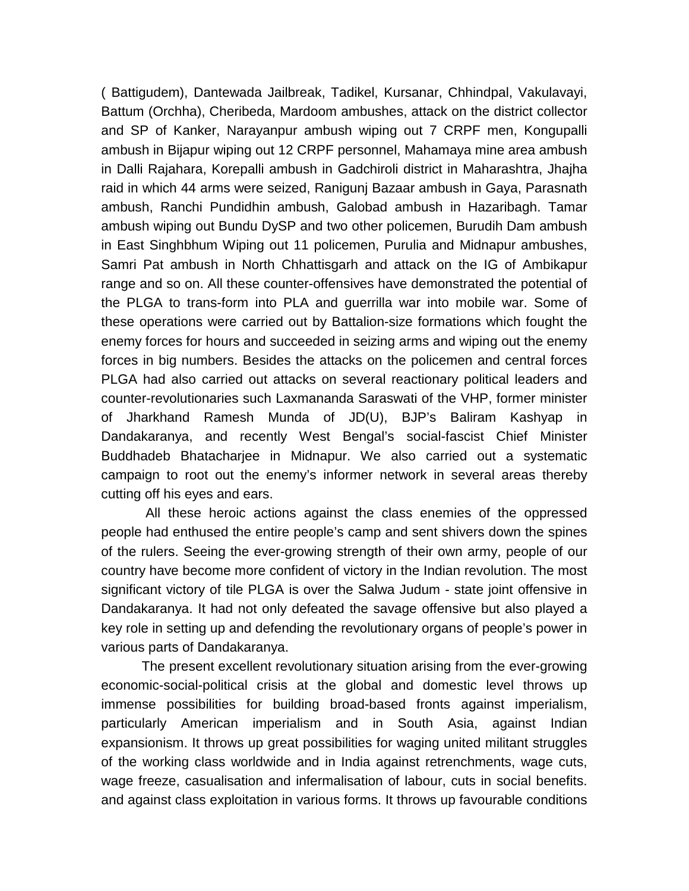( Battigudem), Dantewada Jailbreak, Tadikel, Kursanar, Chhindpal, Vakulavayi, Battum (Orchha), Cheribeda, Mardoom ambushes, attack on the district collector and SP of Kanker, Narayanpur ambush wiping out 7 CRPF men, Kongupalli ambush in Bijapur wiping out 12 CRPF personnel, Mahamaya mine area ambush in Dalli Rajahara, Korepalli ambush in Gadchiroli district in Maharashtra, Jhajha raid in which 44 arms were seized, Ranigunj Bazaar ambush in Gaya, Parasnath ambush, Ranchi Pundidhin ambush, Galobad ambush in Hazaribagh. Tamar ambush wiping out Bundu DySP and two other policemen, Burudih Dam ambush in East Singhbhum Wiping out 11 policemen, Purulia and Midnapur ambushes, Samri Pat ambush in North Chhattisgarh and attack on the IG of Ambikapur range and so on. All these counter-offensives have demonstrated the potential of the PLGA to trans-form into PLA and guerrilla war into mobile war. Some of these operations were carried out by Battalion-size formations which fought the enemy forces for hours and succeeded in seizing arms and wiping out the enemy forces in big numbers. Besides the attacks on the policemen and central forces PLGA had also carried out attacks on several reactionary political leaders and counter-revolutionaries such Laxmananda Saraswati of the VHP, former minister of Jharkhand Ramesh Munda of JD(U), BJP's Baliram Kashyap in Dandakaranya, and recently West Bengal's social-fascist Chief Minister Buddhadeb Bhatacharjee in Midnapur. We also carried out a systematic campaign to root out the enemy's informer network in several areas thereby cutting off his eyes and ears.

All these heroic actions against the class enemies of the oppressed people had enthused the entire people's camp and sent shivers down the spines of the rulers. Seeing the ever-growing strength of their own army, people of our country have become more confident of victory in the Indian revolution. The most significant victory of tile PLGA is over the Salwa Judum - state joint offensive in Dandakaranya. It had not only defeated the savage offensive but also played a key role in setting up and defending the revolutionary organs of people's power in various parts of Dandakaranya.

The present excellent revolutionary situation arising from the ever-growing economic-social-political crisis at the global and domestic level throws up immense possibilities for building broad-based fronts against imperialism, particularly American imperialism and in South Asia, against Indian expansionism. It throws up great possibilities for waging united militant struggles of the working class worldwide and in India against retrenchments, wage cuts, wage freeze, casualisation and infermalisation of labour, cuts in social benefits. and against class exploitation in various forms. It throws up favourable conditions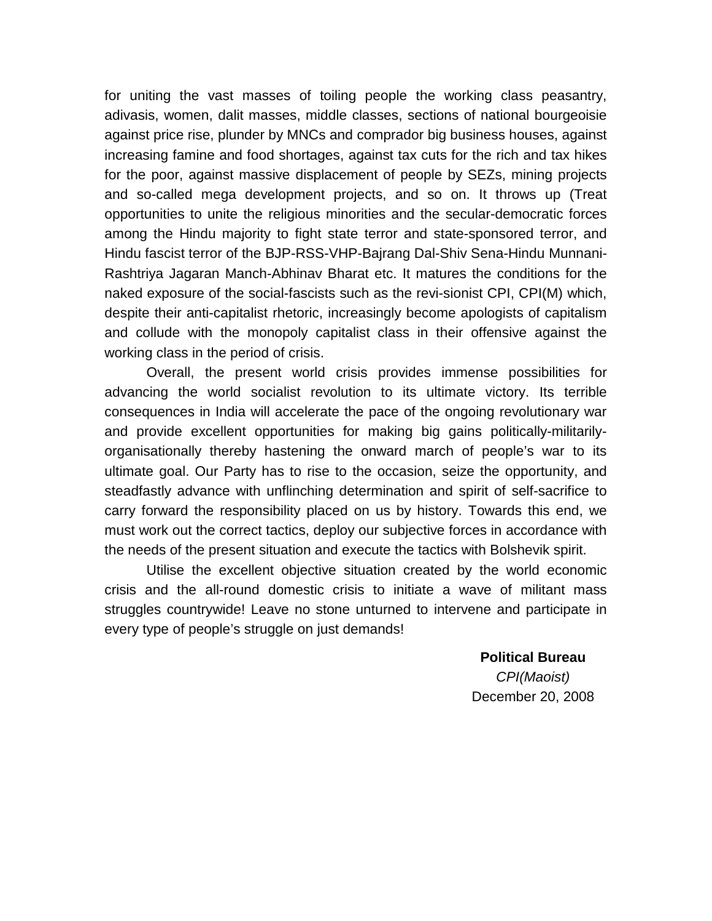for uniting the vast masses of toiling people the working class peasantry, adivasis, women, dalit masses, middle classes, sections of national bourgeoisie against price rise, plunder by MNCs and comprador big business houses, against increasing famine and food shortages, against tax cuts for the rich and tax hikes for the poor, against massive displacement of people by SEZs, mining projects and so-called mega development projects, and so on. It throws up (Treat opportunities to unite the religious minorities and the secular-democratic forces among the Hindu majority to fight state terror and state-sponsored terror, and Hindu fascist terror of the BJP-RSS-VHP-Bajrang Dal-Shiv Sena-Hindu Munnani-Rashtriya Jagaran Manch-Abhinav Bharat etc. It matures the conditions for the naked exposure of the social-fascists such as the revi-sionist CPI, CPI(M) which, despite their anti-capitalist rhetoric, increasingly become apologists of capitalism and collude with the monopoly capitalist class in their offensive against the working class in the period of crisis.

Overall, the present world crisis provides immense possibilities for advancing the world socialist revolution to its ultimate victory. Its terrible consequences in India will accelerate the pace of the ongoing revolutionary war and provide excellent opportunities for making big gains politically-militarily-organisationally thereby hastening the onward march of people's war to its ultimate goal. Our Party has to rise to the occasion, seize the opportunity, and steadfastly advance with unflinching determination and spirit of self-sacrifice to carry forward the responsibility placed on us by history. Towards this end, we must work out the correct tactics, deploy our subjective forces in accordance with the needs of the present situation and execute the tactics with Bolshevik spirit.

Utilise the excellent objective situation created by the world economic crisis and the all-round domestic crisis to initiate a wave of militant mass struggles countrywide! Leave no stone unturned to intervene and participate in every type of people's struggle on just demands!

**Political Bureau**

*CPI(Maoist)*

December 20, 2008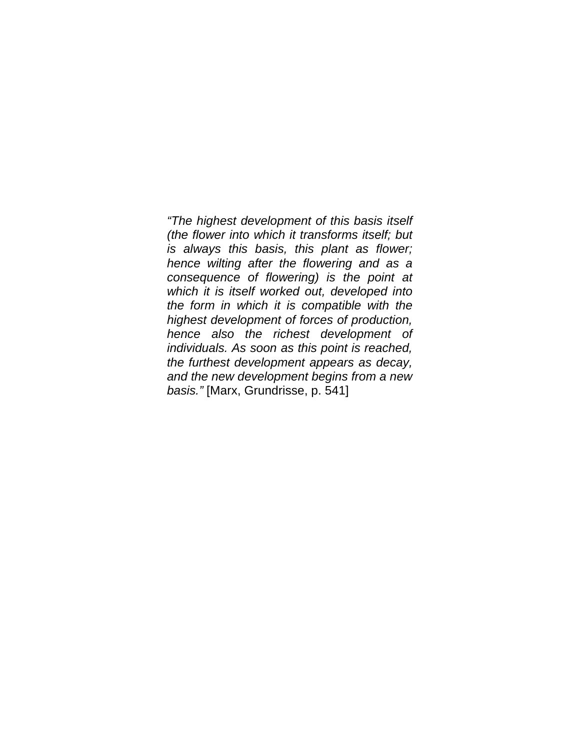*"The highest development of this basis itself (the flower into which it transforms itself; but is always this basis, this plant as flower; hence wilting after the flowering and as a consequence of flowering) is the point at which it is itself worked out, developed into the form in which it is compatible with the highest development of forces of production, hence also the richest development of individuals. As soon as this point is reached, the furthest development appears as decay, and the new development begins from a new basis."* [Marx, Grundrisse, p. 541]